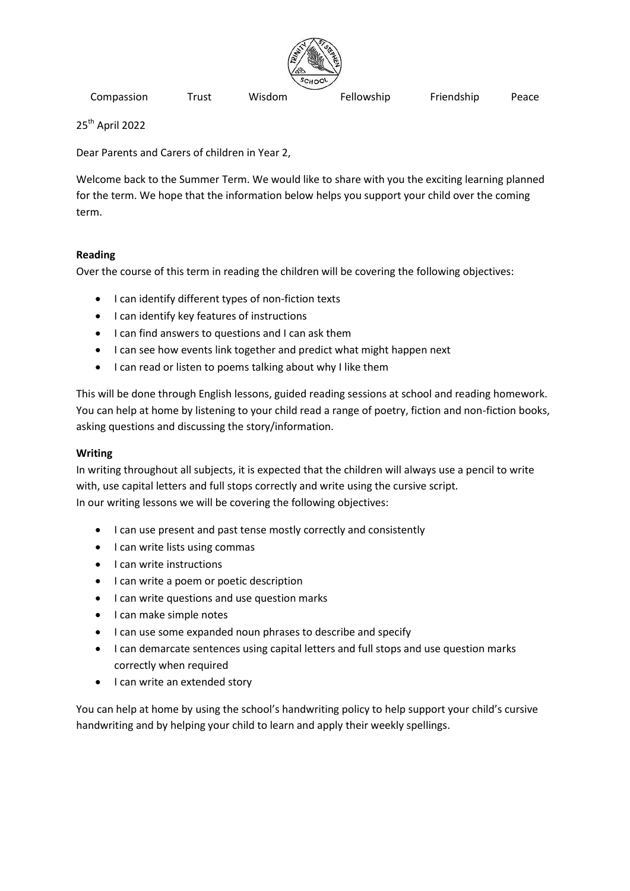Compassion Trust Wisdom Fellowship Friendship Peace

25th April 2022

Dear Parents and Carers of children in Year 2,

Welcome back to the Summer Term. We would like to share with you the exciting learning planned for the term. We hope that the information below helps you support your child over the coming term.

**Reading**

Over the course of this term in reading the children will be covering the following objectives:

- I can identify different types of non-fiction texts
- I can identify key features of instructions
- I can find answers to questions and I can ask them
- I can see how events link together and predict what might happen next
- I can read or listen to poems talking about why I like them

This will be done through English lessons, guided reading sessions at school and reading homework. You can help at home by listening to your child read a range of poetry, fiction and non-fiction books, asking questions and discussing the story/information.

**Writing**

In writing throughout all subjects, it is expected that the children will always use a pencil to write with, use capital letters and full stops correctly and write using the cursive script.
In our writing lessons we will be covering the following objectives:

- I can use present and past tense mostly correctly and consistently
- I can write lists using commas
- I can write instructions
- I can write a poem or poetic description
- I can write questions and use question marks
- I can make simple notes
- I can use some expanded noun phrases to describe and specify
- I can demarcate sentences using capital letters and full stops and use question marks correctly when required
- I can write an extended story

You can help at home by using the school's handwriting policy to help support your child's cursive handwriting and by helping your child to learn and apply their weekly spellings.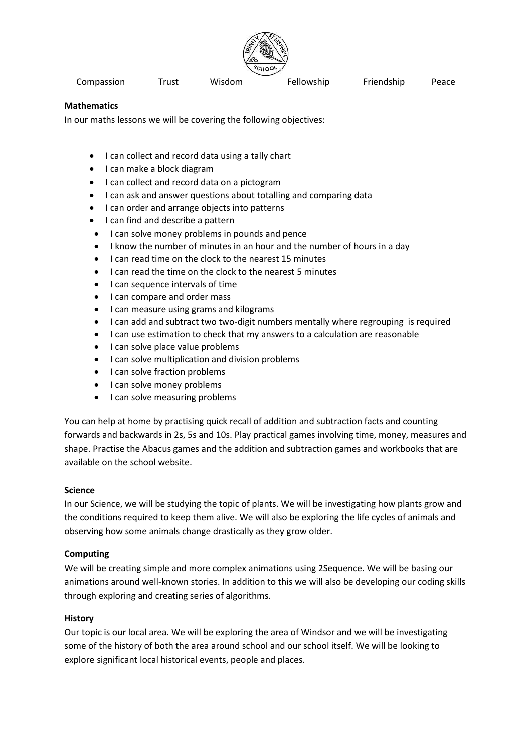Compassion Trust Wisdom Fellowship Friendship Peace

**Mathematics**

In our maths lessons we will be covering the following objectives:

- I can collect and record data using a tally chart
- I can make a block diagram
- I can collect and record data on a pictogram
- I can ask and answer questions about totalling and comparing data
- I can order and arrange objects into patterns
- I can find and describe a pattern
- I can solve money problems in pounds and pence
- I know the number of minutes in an hour and the number of hours in a day
- I can read time on the clock to the nearest 15 minutes
- I can read the time on the clock to the nearest 5 minutes
- I can sequence intervals of time
- I can compare and order mass
- I can measure using grams and kilograms
- I can add and subtract two two-digit numbers mentally where regrouping is required
- I can use estimation to check that my answers to a calculation are reasonable
- I can solve place value problems
- I can solve multiplication and division problems
- I can solve fraction problems
- I can solve money problems
- I can solve measuring problems

You can help at home by practising quick recall of addition and subtraction facts and counting forwards and backwards in 2s, 5s and 10s. Play practical games involving time, money, measures and shape. Practise the Abacus games and the addition and subtraction games and workbooks that are available on the school website.

**Science**

In our Science, we will be studying the topic of plants. We will be investigating how plants grow and the conditions required to keep them alive. We will also be exploring the life cycles of animals and observing how some animals change drastically as they grow older.

**Computing**

We will be creating simple and more complex animations using 2Sequence. We will be basing our animations around well-known stories. In addition to this we will also be developing our coding skills through exploring and creating series of algorithms.

**History**

Our topic is our local area. We will be exploring the area of Windsor and we will be investigating some of the history of both the area around school and our school itself. We will be looking to explore significant local historical events, people and places.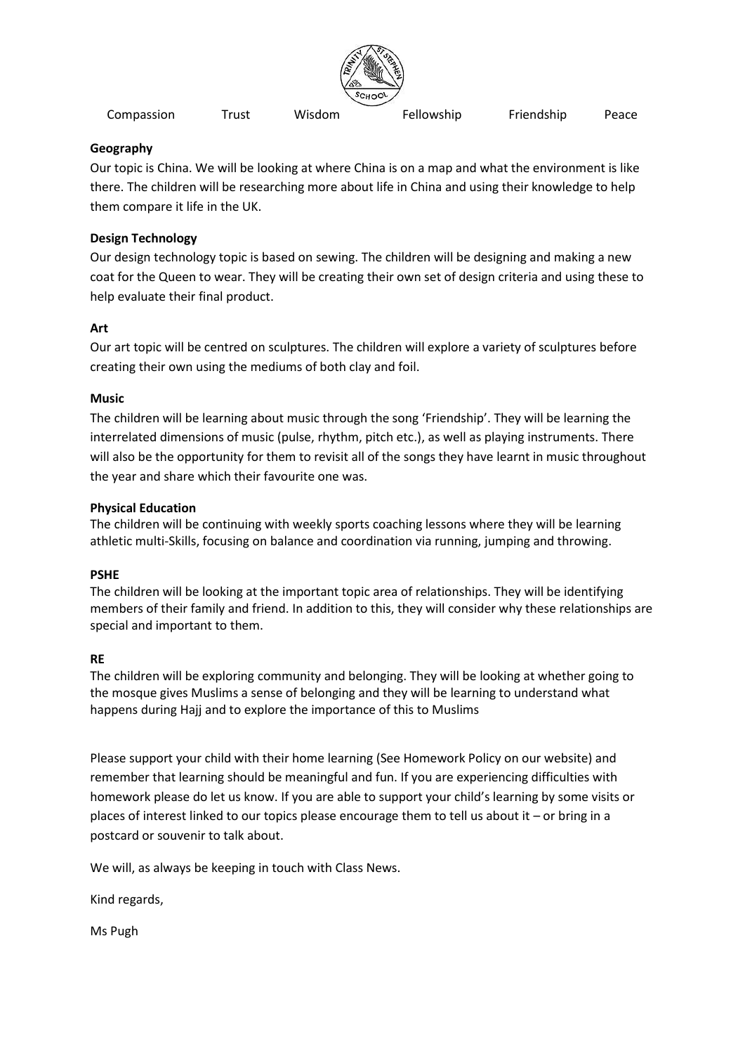Compassion Trust Wisdom Fellowship Friendship Peace

**Geography**

Our topic is China. We will be looking at where China is on a map and what the environment is like there. The children will be researching more about life in China and using their knowledge to help them compare it life in the UK.

**Design Technology**

Our design technology topic is based on sewing. The children will be designing and making a new coat for the Queen to wear. They will be creating their own set of design criteria and using these to help evaluate their final product.

**Art**

Our art topic will be centred on sculptures. The children will explore a variety of sculptures before creating their own using the mediums of both clay and foil.

**Music**

The children will be learning about music through the song 'Friendship'. They will be learning the interrelated dimensions of music (pulse, rhythm, pitch etc.), as well as playing instruments. There will also be the opportunity for them to revisit all of the songs they have learnt in music throughout the year and share which their favourite one was.

**Physical Education**

The children will be continuing with weekly sports coaching lessons where they will be learning athletic multi-Skills, focusing on balance and coordination via running, jumping and throwing.

**PSHE**

The children will be looking at the important topic area of relationships. They will be identifying members of their family and friend. In addition to this, they will consider why these relationships are special and important to them.

**RE**

The children will be exploring community and belonging. They will be looking at whether going to the mosque gives Muslims a sense of belonging and they will be learning to understand what happens during Hajj and to explore the importance of this to Muslims

Please support your child with their home learning (See Homework Policy on our website) and remember that learning should be meaningful and fun. If you are experiencing difficulties with homework please do let us know. If you are able to support your child's learning by some visits or places of interest linked to our topics please encourage them to tell us about it – or bring in a postcard or souvenir to talk about.

We will, as always be keeping in touch with Class News.

Kind regards,

Ms Pugh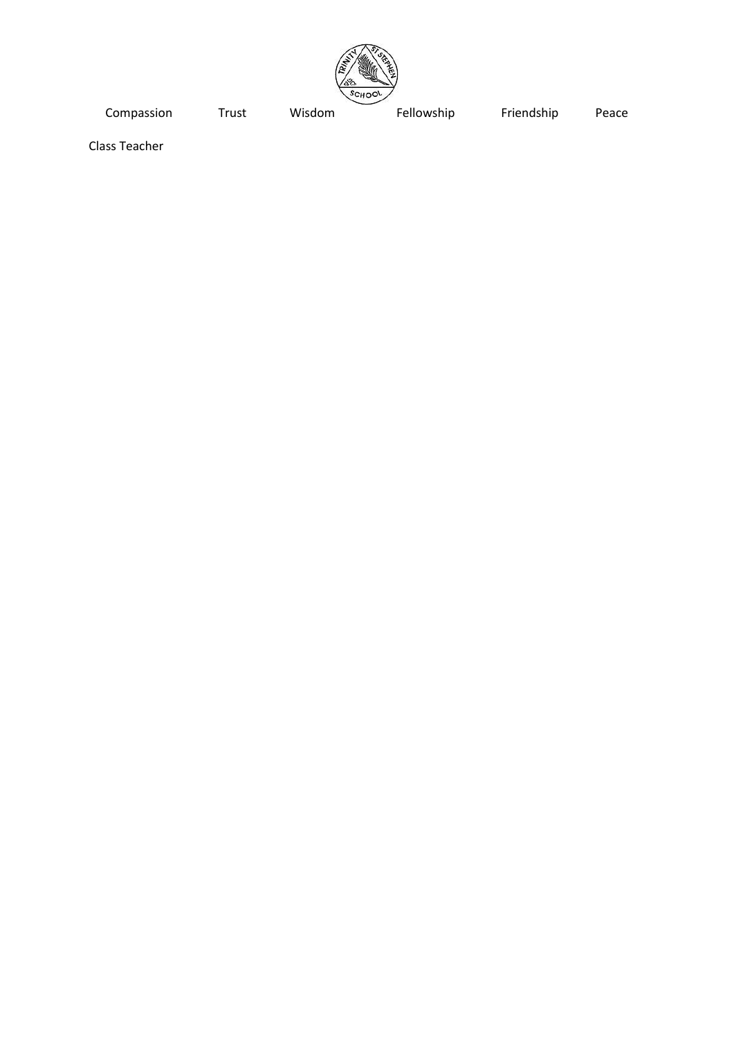Compassion Trust Wisdom Fellowship Friendship Peace

Class Teacher